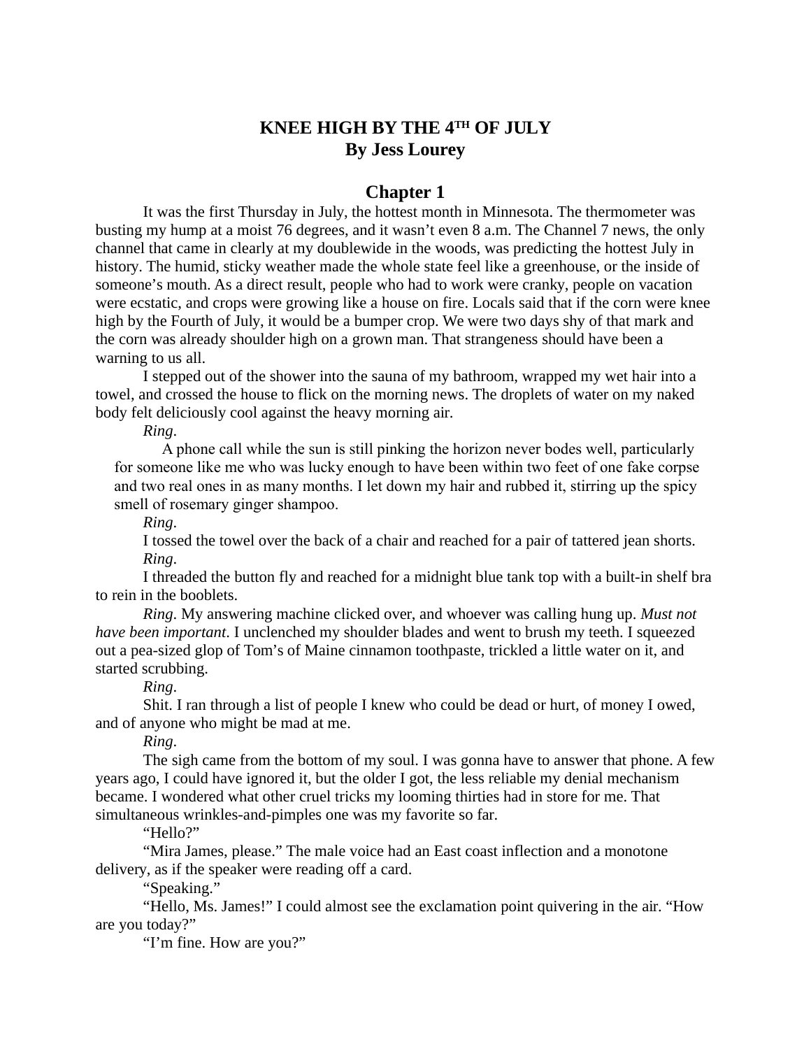# KNEE HIGH BY THE 4TH OF JULY

**By Jess Lourey**

## Chapter 1

It was the first Thursday in July, the hottest month in Minnesota. The thermometer was busting my hump at a moist 76 degrees, and it wasn't even 8 a.m. The Channel 7 news, the only channel that came in clearly at my doublewide in the woods, was predicting the hottest July in history. The humid, sticky weather made the whole state feel like a greenhouse, or the inside of someone's mouth. As a direct result, people who had to work were cranky, people on vacation were ecstatic, and crops were growing like a house on fire. Locals said that if the corn were knee high by the Fourth of July, it would be a bumper crop. We were two days shy of that mark and the corn was already shoulder high on a grown man. That strangeness should have been a warning to us all.

I stepped out of the shower into the sauna of my bathroom, wrapped my wet hair into a towel, and crossed the house to flick on the morning news. The droplets of water on my naked body felt deliciously cool against the heavy morning air.

*Ring*.

A phone call while the sun is still pinking the horizon never bodes well, particularly for someone like me who was lucky enough to have been within two feet of one fake corpse and two real ones in as many months. I let down my hair and rubbed it, stirring up the spicy smell of rosemary ginger shampoo.

*Ring*.

I tossed the towel over the back of a chair and reached for a pair of tattered jean shorts.

*Ring*.

I threaded the button fly and reached for a midnight blue tank top with a built-in shelf bra to rein in the booblets.

*Ring*. My answering machine clicked over, and whoever was calling hung up. *Must not have been important*. I unclenched my shoulder blades and went to brush my teeth. I squeezed out a pea-sized glop of Tom's of Maine cinnamon toothpaste, trickled a little water on it, and started scrubbing.

*Ring*.

Shit. I ran through a list of people I knew who could be dead or hurt, of money I owed, and of anyone who might be mad at me.

*Ring*.

The sigh came from the bottom of my soul. I was gonna have to answer that phone. A few years ago, I could have ignored it, but the older I got, the less reliable my denial mechanism became. I wondered what other cruel tricks my looming thirties had in store for me. That simultaneous wrinkles-and-pimples one was my favorite so far.

"Hello?"

"Mira James, please." The male voice had an East coast inflection and a monotone delivery, as if the speaker were reading off a card.

"Speaking."

"Hello, Ms. James!" I could almost see the exclamation point quivering in the air. "How are you today?"

"I'm fine. How are you?"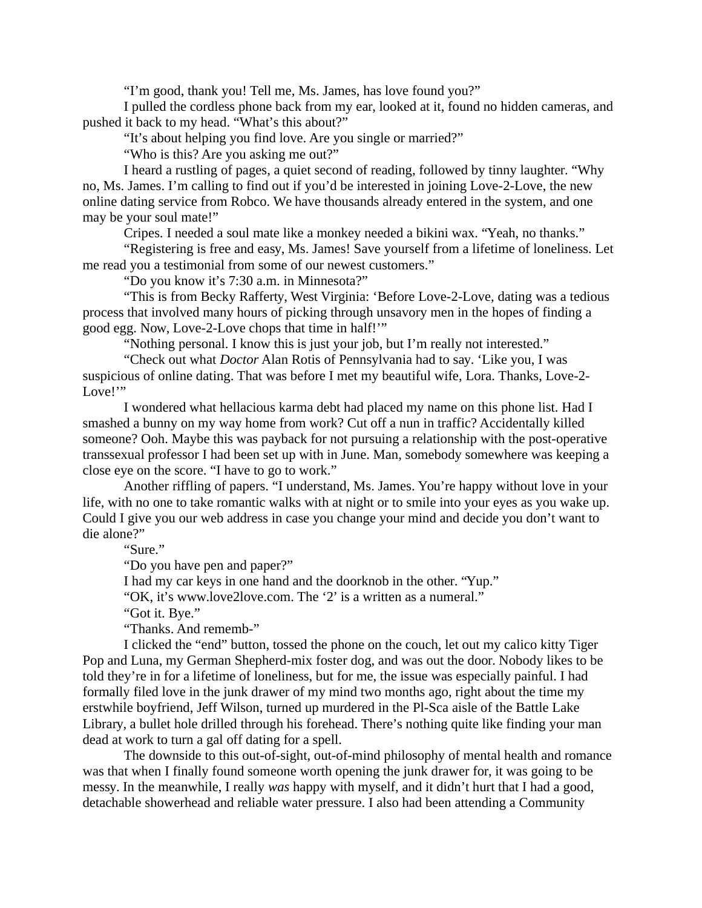"I'm good, thank you! Tell me, Ms. James, has love found you?"

I pulled the cordless phone back from my ear, looked at it, found no hidden cameras, and pushed it back to my head. "What's this about?"

"It's about helping you find love. Are you single or married?"

"Who is this? Are you asking me out?"

I heard a rustling of pages, a quiet second of reading, followed by tinny laughter. "Why no, Ms. James. I'm calling to find out if you'd be interested in joining Love-2-Love, the new online dating service from Robco. We have thousands already entered in the system, and one may be your soul mate!"

Cripes. I needed a soul mate like a monkey needed a bikini wax. "Yeah, no thanks."

"Registering is free and easy, Ms. James! Save yourself from a lifetime of loneliness. Let me read you a testimonial from some of our newest customers."

"Do you know it's 7:30 a.m. in Minnesota?"

"This is from Becky Rafferty, West Virginia: 'Before Love-2-Love, dating was a tedious process that involved many hours of picking through unsavory men in the hopes of finding a good egg. Now, Love-2-Love chops that time in half!'"

"Nothing personal. I know this is just your job, but I'm really not interested."

"Check out what *Doctor* Alan Rotis of Pennsylvania had to say. 'Like you, I was suspicious of online dating. That was before I met my beautiful wife, Lora. Thanks, Love-2-Love!'"

I wondered what hellacious karma debt had placed my name on this phone list. Had I smashed a bunny on my way home from work? Cut off a nun in traffic? Accidentally killed someone? Ooh. Maybe this was payback for not pursuing a relationship with the post-operative transsexual professor I had been set up with in June. Man, somebody somewhere was keeping a close eye on the score. "I have to go to work."

Another riffling of papers. "I understand, Ms. James. You're happy without love in your life, with no one to take romantic walks with at night or to smile into your eyes as you wake up. Could I give you our web address in case you change your mind and decide you don't want to die alone?"

"Sure."

"Do you have pen and paper?"

I had my car keys in one hand and the doorknob in the other. "Yup."

"OK, it's www.love2love.com. The '2' is a written as a numeral."

"Got it. Bye."

"Thanks. And rememb-"

I clicked the "end" button, tossed the phone on the couch, let out my calico kitty Tiger Pop and Luna, my German Shepherd-mix foster dog, and was out the door. Nobody likes to be told they're in for a lifetime of loneliness, but for me, the issue was especially painful. I had formally filed love in the junk drawer of my mind two months ago, right about the time my erstwhile boyfriend, Jeff Wilson, turned up murdered in the Pl-Sca aisle of the Battle Lake Library, a bullet hole drilled through his forehead. There's nothing quite like finding your man dead at work to turn a gal off dating for a spell.

The downside to this out-of-sight, out-of-mind philosophy of mental health and romance was that when I finally found someone worth opening the junk drawer for, it was going to be messy. In the meanwhile, I really *was* happy with myself, and it didn't hurt that I had a good, detachable showerhead and reliable water pressure. I also had been attending a Community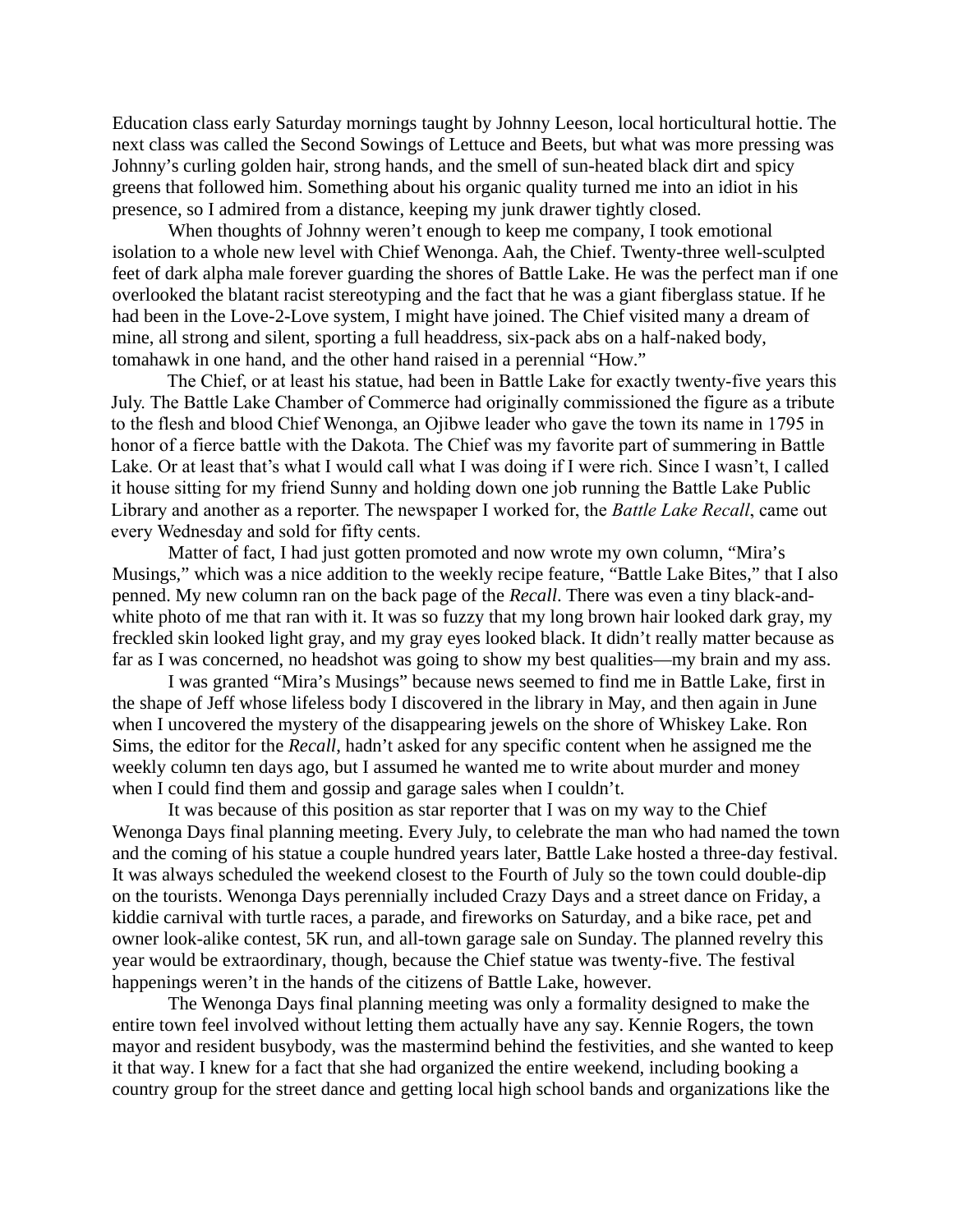Education class early Saturday mornings taught by Johnny Leeson, local horticultural hottie. The next class was called the Second Sowings of Lettuce and Beets, but what was more pressing was Johnny's curling golden hair, strong hands, and the smell of sun-heated black dirt and spicy greens that followed him. Something about his organic quality turned me into an idiot in his presence, so I admired from a distance, keeping my junk drawer tightly closed.

When thoughts of Johnny weren't enough to keep me company, I took emotional isolation to a whole new level with Chief Wenonga. Aah, the Chief. Twenty-three well-sculpted feet of dark alpha male forever guarding the shores of Battle Lake. He was the perfect man if one overlooked the blatant racist stereotyping and the fact that he was a giant fiberglass statue. If he had been in the Love-2-Love system, I might have joined. The Chief visited many a dream of mine, all strong and silent, sporting a full headdress, six-pack abs on a half-naked body, tomahawk in one hand, and the other hand raised in a perennial "How."

The Chief, or at least his statue, had been in Battle Lake for exactly twenty-five years this July. The Battle Lake Chamber of Commerce had originally commissioned the figure as a tribute to the flesh and blood Chief Wenonga, an Ojibwe leader who gave the town its name in 1795 in honor of a fierce battle with the Dakota. The Chief was my favorite part of summering in Battle Lake. Or at least that's what I would call what I was doing if I were rich. Since I wasn't, I called it house sitting for my friend Sunny and holding down one job running the Battle Lake Public Library and another as a reporter. The newspaper I worked for, the *Battle Lake Recall*, came out every Wednesday and sold for fifty cents.

Matter of fact, I had just gotten promoted and now wrote my own column, "Mira's Musings," which was a nice addition to the weekly recipe feature, "Battle Lake Bites," that I also penned. My new column ran on the back page of the *Recall*. There was even a tiny black-and-white photo of me that ran with it. It was so fuzzy that my long brown hair looked dark gray, my freckled skin looked light gray, and my gray eyes looked black. It didn't really matter because as far as I was concerned, no headshot was going to show my best qualities—my brain and my ass.

I was granted "Mira's Musings" because news seemed to find me in Battle Lake, first in the shape of Jeff whose lifeless body I discovered in the library in May, and then again in June when I uncovered the mystery of the disappearing jewels on the shore of Whiskey Lake. Ron Sims, the editor for the *Recall*, hadn't asked for any specific content when he assigned me the weekly column ten days ago, but I assumed he wanted me to write about murder and money when I could find them and gossip and garage sales when I couldn't.

It was because of this position as star reporter that I was on my way to the Chief Wenonga Days final planning meeting. Every July, to celebrate the man who had named the town and the coming of his statue a couple hundred years later, Battle Lake hosted a three-day festival. It was always scheduled the weekend closest to the Fourth of July so the town could double-dip on the tourists. Wenonga Days perennially included Crazy Days and a street dance on Friday, a kiddie carnival with turtle races, a parade, and fireworks on Saturday, and a bike race, pet and owner look-alike contest, 5K run, and all-town garage sale on Sunday. The planned revelry this year would be extraordinary, though, because the Chief statue was twenty-five. The festival happenings weren't in the hands of the citizens of Battle Lake, however.

The Wenonga Days final planning meeting was only a formality designed to make the entire town feel involved without letting them actually have any say. Kennie Rogers, the town mayor and resident busybody, was the mastermind behind the festivities, and she wanted to keep it that way. I knew for a fact that she had organized the entire weekend, including booking a country group for the street dance and getting local high school bands and organizations like the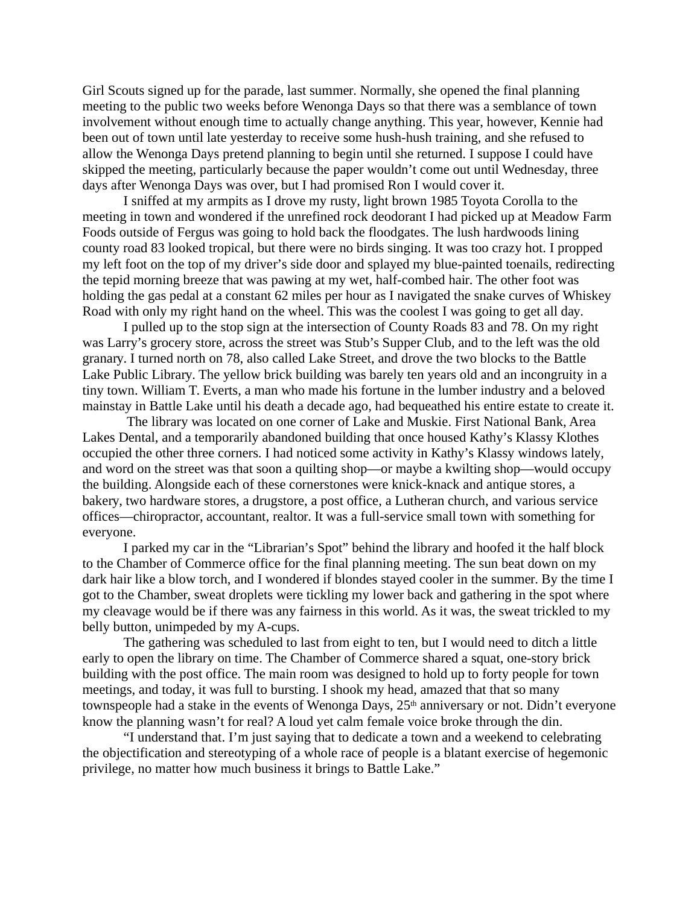Girl Scouts signed up for the parade, last summer. Normally, she opened the final planning meeting to the public two weeks before Wenonga Days so that there was a semblance of town involvement without enough time to actually change anything. This year, however, Kennie had been out of town until late yesterday to receive some hush-hush training, and she refused to allow the Wenonga Days pretend planning to begin until she returned. I suppose I could have skipped the meeting, particularly because the paper wouldn't come out until Wednesday, three days after Wenonga Days was over, but I had promised Ron I would cover it.

I sniffed at my armpits as I drove my rusty, light brown 1985 Toyota Corolla to the meeting in town and wondered if the unrefined rock deodorant I had picked up at Meadow Farm Foods outside of Fergus was going to hold back the floodgates. The lush hardwoods lining county road 83 looked tropical, but there were no birds singing. It was too crazy hot. I propped my left foot on the top of my driver's side door and splayed my blue-painted toenails, redirecting the tepid morning breeze that was pawing at my wet, half-combed hair. The other foot was holding the gas pedal at a constant 62 miles per hour as I navigated the snake curves of Whiskey Road with only my right hand on the wheel. This was the coolest I was going to get all day.

I pulled up to the stop sign at the intersection of County Roads 83 and 78. On my right was Larry's grocery store, across the street was Stub's Supper Club, and to the left was the old granary. I turned north on 78, also called Lake Street, and drove the two blocks to the Battle Lake Public Library. The yellow brick building was barely ten years old and an incongruity in a tiny town. William T. Everts, a man who made his fortune in the lumber industry and a beloved mainstay in Battle Lake until his death a decade ago, had bequeathed his entire estate to create it.

The library was located on one corner of Lake and Muskie. First National Bank, Area Lakes Dental, and a temporarily abandoned building that once housed Kathy's Klassy Klothes occupied the other three corners. I had noticed some activity in Kathy's Klassy windows lately, and word on the street was that soon a quilting shop—or maybe a kwilting shop—would occupy the building. Alongside each of these cornerstones were knick-knack and antique stores, a bakery, two hardware stores, a drugstore, a post office, a Lutheran church, and various service offices—chiropractor, accountant, realtor. It was a full-service small town with something for everyone.

I parked my car in the "Librarian's Spot" behind the library and hoofed it the half block to the Chamber of Commerce office for the final planning meeting. The sun beat down on my dark hair like a blow torch, and I wondered if blondes stayed cooler in the summer. By the time I got to the Chamber, sweat droplets were tickling my lower back and gathering in the spot where my cleavage would be if there was any fairness in this world. As it was, the sweat trickled to my belly button, unimpeded by my A-cups.

The gathering was scheduled to last from eight to ten, but I would need to ditch a little early to open the library on time. The Chamber of Commerce shared a squat, one-story brick building with the post office. The main room was designed to hold up to forty people for town meetings, and today, it was full to bursting. I shook my head, amazed that that so many townspeople had a stake in the events of Wenonga Days, 25th anniversary or not. Didn't everyone know the planning wasn't for real? A loud yet calm female voice broke through the din.

"I understand that. I'm just saying that to dedicate a town and a weekend to celebrating the objectification and stereotyping of a whole race of people is a blatant exercise of hegemonic privilege, no matter how much business it brings to Battle Lake."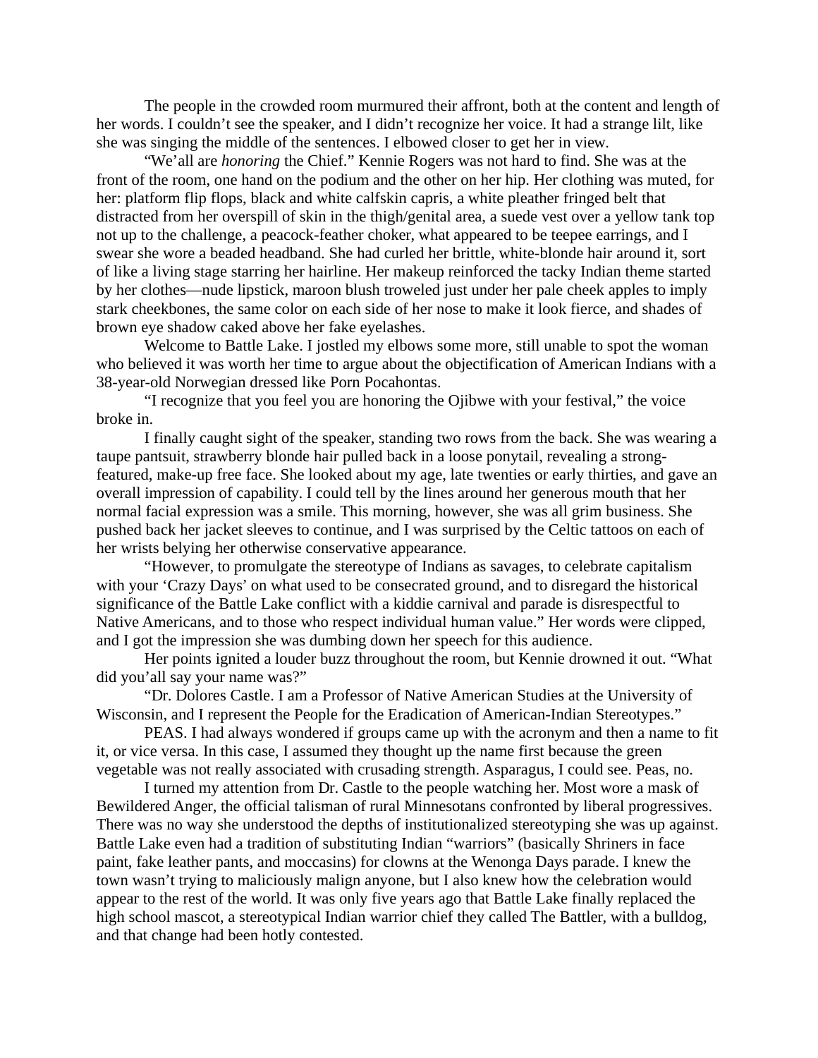The people in the crowded room murmured their affront, both at the content and length of her words. I couldn't see the speaker, and I didn't recognize her voice. It had a strange lilt, like she was singing the middle of the sentences. I elbowed closer to get her in view.

"We'all are *honoring* the Chief." Kennie Rogers was not hard to find. She was at the front of the room, one hand on the podium and the other on her hip. Her clothing was muted, for her: platform flip flops, black and white calfskin capris, a white pleather fringed belt that distracted from her overspill of skin in the thigh/genital area, a suede vest over a yellow tank top not up to the challenge, a peacock-feather choker, what appeared to be teepee earrings, and I swear she wore a beaded headband. She had curled her brittle, white-blonde hair around it, sort of like a living stage starring her hairline. Her makeup reinforced the tacky Indian theme started by her clothes—nude lipstick, maroon blush troweled just under her pale cheek apples to imply stark cheekbones, the same color on each side of her nose to make it look fierce, and shades of brown eye shadow caked above her fake eyelashes.

Welcome to Battle Lake. I jostled my elbows some more, still unable to spot the woman who believed it was worth her time to argue about the objectification of American Indians with a 38-year-old Norwegian dressed like Porn Pocahontas.

"I recognize that you feel you are honoring the Ojibwe with your festival," the voice broke in.

I finally caught sight of the speaker, standing two rows from the back. She was wearing a taupe pantsuit, strawberry blonde hair pulled back in a loose ponytail, revealing a strong-featured, make-up free face. She looked about my age, late twenties or early thirties, and gave an overall impression of capability. I could tell by the lines around her generous mouth that her normal facial expression was a smile. This morning, however, she was all grim business. She pushed back her jacket sleeves to continue, and I was surprised by the Celtic tattoos on each of her wrists belying her otherwise conservative appearance.

"However, to promulgate the stereotype of Indians as savages, to celebrate capitalism with your 'Crazy Days' on what used to be consecrated ground, and to disregard the historical significance of the Battle Lake conflict with a kiddie carnival and parade is disrespectful to Native Americans, and to those who respect individual human value." Her words were clipped, and I got the impression she was dumbing down her speech for this audience.

Her points ignited a louder buzz throughout the room, but Kennie drowned it out. "What did you'all say your name was?"

"Dr. Dolores Castle. I am a Professor of Native American Studies at the University of Wisconsin, and I represent the People for the Eradication of American-Indian Stereotypes."

PEAS. I had always wondered if groups came up with the acronym and then a name to fit it, or vice versa. In this case, I assumed they thought up the name first because the green vegetable was not really associated with crusading strength. Asparagus, I could see. Peas, no.

I turned my attention from Dr. Castle to the people watching her. Most wore a mask of Bewildered Anger, the official talisman of rural Minnesotans confronted by liberal progressives. There was no way she understood the depths of institutionalized stereotyping she was up against. Battle Lake even had a tradition of substituting Indian "warriors" (basically Shriners in face paint, fake leather pants, and moccasins) for clowns at the Wenonga Days parade. I knew the town wasn't trying to maliciously malign anyone, but I also knew how the celebration would appear to the rest of the world. It was only five years ago that Battle Lake finally replaced the high school mascot, a stereotypical Indian warrior chief they called The Battler, with a bulldog, and that change had been hotly contested.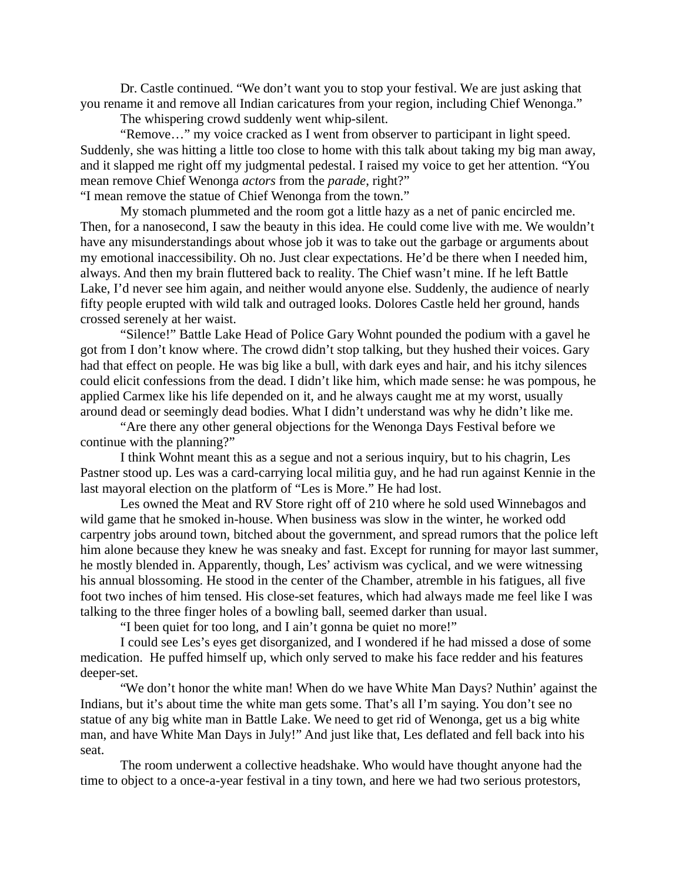Dr. Castle continued. “We don’t want you to stop your festival. We are just asking that you rename it and remove all Indian caricatures from your region, including Chief Wenonga.”

The whispering crowd suddenly went whip-silent.

“Remove…” my voice cracked as I went from observer to participant in light speed. Suddenly, she was hitting a little too close to home with this talk about taking my big man away, and it slapped me right off my judgmental pedestal. I raised my voice to get her attention. “You mean remove Chief Wenonga *actors* from the *parade*, right?”

“I mean remove the statue of Chief Wenonga from the town.”

My stomach plummeted and the room got a little hazy as a net of panic encircled me. Then, for a nanosecond, I saw the beauty in this idea. He could come live with me. We wouldn’t have any misunderstandings about whose job it was to take out the garbage or arguments about my emotional inaccessibility. Oh no. Just clear expectations. He’d be there when I needed him, always. And then my brain fluttered back to reality. The Chief wasn’t mine. If he left Battle Lake, I’d never see him again, and neither would anyone else. Suddenly, the audience of nearly fifty people erupted with wild talk and outraged looks. Dolores Castle held her ground, hands crossed serenely at her waist.

“Silence!” Battle Lake Head of Police Gary Wohnt pounded the podium with a gavel he got from I don’t know where. The crowd didn’t stop talking, but they hushed their voices. Gary had that effect on people. He was big like a bull, with dark eyes and hair, and his itchy silences could elicit confessions from the dead. I didn’t like him, which made sense: he was pompous, he applied Carmex like his life depended on it, and he always caught me at my worst, usually around dead or seemingly dead bodies. What I didn’t understand was why he didn’t like me.

“Are there any other general objections for the Wenonga Days Festival before we continue with the planning?”

I think Wohnt meant this as a segue and not a serious inquiry, but to his chagrin, Les Pastner stood up. Les was a card-carrying local militia guy, and he had run against Kennie in the last mayoral election on the platform of “Les is More.” He had lost.

Les owned the Meat and RV Store right off of 210 where he sold used Winnebagos and wild game that he smoked in-house. When business was slow in the winter, he worked odd carpentry jobs around town, bitched about the government, and spread rumors that the police left him alone because they knew he was sneaky and fast. Except for running for mayor last summer, he mostly blended in. Apparently, though, Les’ activism was cyclical, and we were witnessing his annual blossoming. He stood in the center of the Chamber, atremble in his fatigues, all five foot two inches of him tensed. His close-set features, which had always made me feel like I was talking to the three finger holes of a bowling ball, seemed darker than usual.

“I been quiet for too long, and I ain’t gonna be quiet no more!”

I could see Les’s eyes get disorganized, and I wondered if he had missed a dose of some medication. He puffed himself up, which only served to make his face redder and his features deeper-set.

“We don’t honor the white man! When do we have White Man Days? Nuthin’ against the Indians, but it’s about time the white man gets some. That’s all I’m saying. You don’t see no statue of any big white man in Battle Lake. We need to get rid of Wenonga, get us a big white man, and have White Man Days in July!” And just like that, Les deflated and fell back into his seat.

The room underwent a collective headshake. Who would have thought anyone had the time to object to a once-a-year festival in a tiny town, and here we had two serious protestors,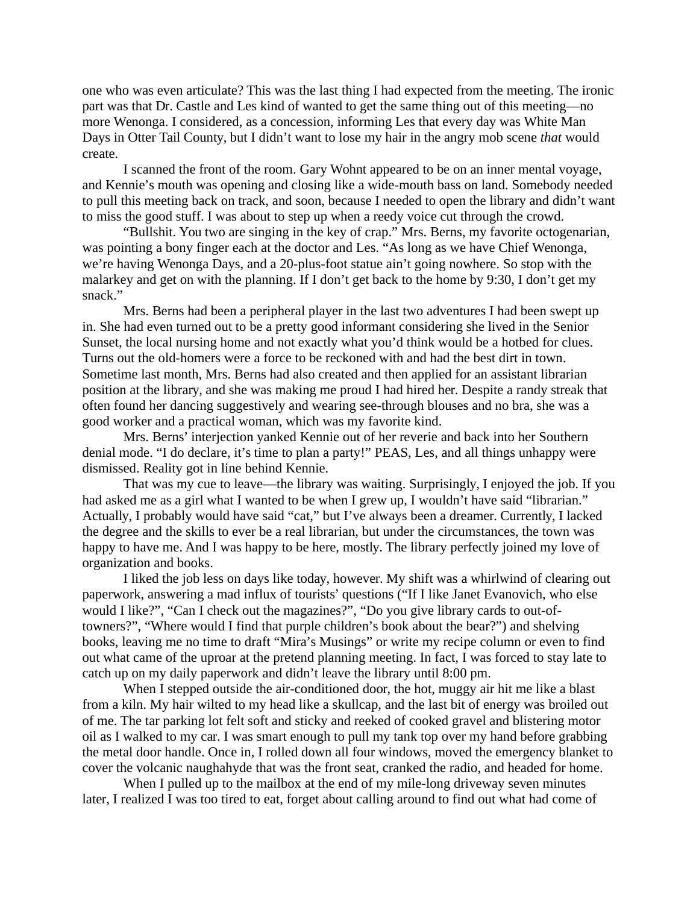one who was even articulate? This was the last thing I had expected from the meeting. The ironic part was that Dr. Castle and Les kind of wanted to get the same thing out of this meeting—no more Wenonga. I considered, as a concession, informing Les that every day was White Man Days in Otter Tail County, but I didn't want to lose my hair in the angry mob scene *that* would create.

I scanned the front of the room. Gary Wohnt appeared to be on an inner mental voyage, and Kennie's mouth was opening and closing like a wide-mouth bass on land. Somebody needed to pull this meeting back on track, and soon, because I needed to open the library and didn't want to miss the good stuff. I was about to step up when a reedy voice cut through the crowd.

"Bullshit. You two are singing in the key of crap." Mrs. Berns, my favorite octogenarian, was pointing a bony finger each at the doctor and Les. "As long as we have Chief Wenonga, we're having Wenonga Days, and a 20-plus-foot statue ain't going nowhere. So stop with the malarkey and get on with the planning. If I don't get back to the home by 9:30, I don't get my snack."

Mrs. Berns had been a peripheral player in the last two adventures I had been swept up in. She had even turned out to be a pretty good informant considering she lived in the Senior Sunset, the local nursing home and not exactly what you'd think would be a hotbed for clues. Turns out the old-homers were a force to be reckoned with and had the best dirt in town. Sometime last month, Mrs. Berns had also created and then applied for an assistant librarian position at the library, and she was making me proud I had hired her. Despite a randy streak that often found her dancing suggestively and wearing see-through blouses and no bra, she was a good worker and a practical woman, which was my favorite kind.

Mrs. Berns' interjection yanked Kennie out of her reverie and back into her Southern denial mode. "I do declare, it's time to plan a party!" PEAS, Les, and all things unhappy were dismissed. Reality got in line behind Kennie.

That was my cue to leave—the library was waiting. Surprisingly, I enjoyed the job. If you had asked me as a girl what I wanted to be when I grew up, I wouldn't have said "librarian." Actually, I probably would have said "cat," but I've always been a dreamer. Currently, I lacked the degree and the skills to ever be a real librarian, but under the circumstances, the town was happy to have me. And I was happy to be here, mostly. The library perfectly joined my love of organization and books.

I liked the job less on days like today, however. My shift was a whirlwind of clearing out paperwork, answering a mad influx of tourists' questions ("If I like Janet Evanovich, who else would I like?", "Can I check out the magazines?", "Do you give library cards to out-of-towners?", "Where would I find that purple children's book about the bear?") and shelving books, leaving me no time to draft "Mira's Musings" or write my recipe column or even to find out what came of the uproar at the pretend planning meeting. In fact, I was forced to stay late to catch up on my daily paperwork and didn't leave the library until 8:00 pm.

When I stepped outside the air-conditioned door, the hot, muggy air hit me like a blast from a kiln. My hair wilted to my head like a skullcap, and the last bit of energy was broiled out of me. The tar parking lot felt soft and sticky and reeked of cooked gravel and blistering motor oil as I walked to my car. I was smart enough to pull my tank top over my hand before grabbing the metal door handle. Once in, I rolled down all four windows, moved the emergency blanket to cover the volcanic naughahyde that was the front seat, cranked the radio, and headed for home.

When I pulled up to the mailbox at the end of my mile-long driveway seven minutes later, I realized I was too tired to eat, forget about calling around to find out what had come of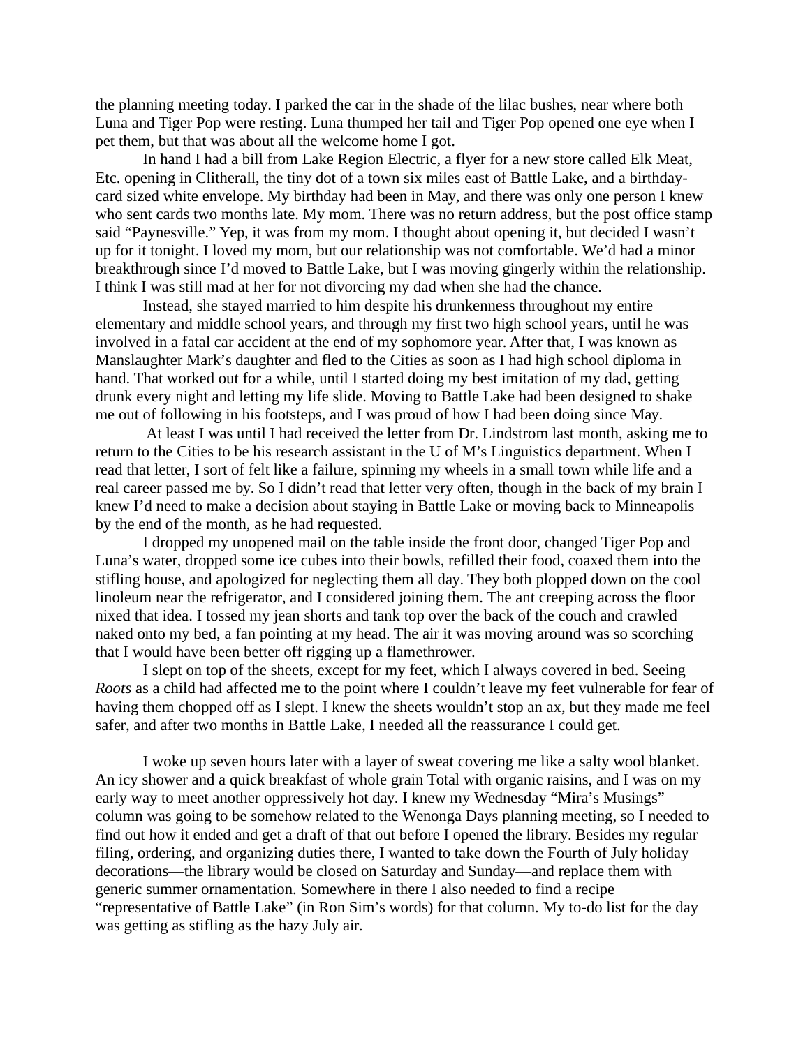the planning meeting today. I parked the car in the shade of the lilac bushes, near where both Luna and Tiger Pop were resting. Luna thumped her tail and Tiger Pop opened one eye when I pet them, but that was about all the welcome home I got.

In hand I had a bill from Lake Region Electric, a flyer for a new store called Elk Meat, Etc. opening in Clitherall, the tiny dot of a town six miles east of Battle Lake, and a birthday-card sized white envelope. My birthday had been in May, and there was only one person I knew who sent cards two months late. My mom. There was no return address, but the post office stamp said "Paynesville." Yep, it was from my mom. I thought about opening it, but decided I wasn't up for it tonight. I loved my mom, but our relationship was not comfortable. We'd had a minor breakthrough since I'd moved to Battle Lake, but I was moving gingerly within the relationship. I think I was still mad at her for not divorcing my dad when she had the chance.

Instead, she stayed married to him despite his drunkenness throughout my entire elementary and middle school years, and through my first two high school years, until he was involved in a fatal car accident at the end of my sophomore year. After that, I was known as Manslaughter Mark's daughter and fled to the Cities as soon as I had high school diploma in hand. That worked out for a while, until I started doing my best imitation of my dad, getting drunk every night and letting my life slide. Moving to Battle Lake had been designed to shake me out of following in his footsteps, and I was proud of how I had been doing since May.

At least I was until I had received the letter from Dr. Lindstrom last month, asking me to return to the Cities to be his research assistant in the U of M's Linguistics department. When I read that letter, I sort of felt like a failure, spinning my wheels in a small town while life and a real career passed me by. So I didn't read that letter very often, though in the back of my brain I knew I'd need to make a decision about staying in Battle Lake or moving back to Minneapolis by the end of the month, as he had requested.

I dropped my unopened mail on the table inside the front door, changed Tiger Pop and Luna's water, dropped some ice cubes into their bowls, refilled their food, coaxed them into the stifling house, and apologized for neglecting them all day. They both plopped down on the cool linoleum near the refrigerator, and I considered joining them. The ant creeping across the floor nixed that idea. I tossed my jean shorts and tank top over the back of the couch and crawled naked onto my bed, a fan pointing at my head. The air it was moving around was so scorching that I would have been better off rigging up a flamethrower.

I slept on top of the sheets, except for my feet, which I always covered in bed. Seeing *Roots* as a child had affected me to the point where I couldn't leave my feet vulnerable for fear of having them chopped off as I slept. I knew the sheets wouldn't stop an ax, but they made me feel safer, and after two months in Battle Lake, I needed all the reassurance I could get.

I woke up seven hours later with a layer of sweat covering me like a salty wool blanket. An icy shower and a quick breakfast of whole grain Total with organic raisins, and I was on my early way to meet another oppressively hot day. I knew my Wednesday "Mira's Musings" column was going to be somehow related to the Wenonga Days planning meeting, so I needed to find out how it ended and get a draft of that out before I opened the library. Besides my regular filing, ordering, and organizing duties there, I wanted to take down the Fourth of July holiday decorations—the library would be closed on Saturday and Sunday—and replace them with generic summer ornamentation. Somewhere in there I also needed to find a recipe "representative of Battle Lake" (in Ron Sim's words) for that column. My to-do list for the day was getting as stifling as the hazy July air.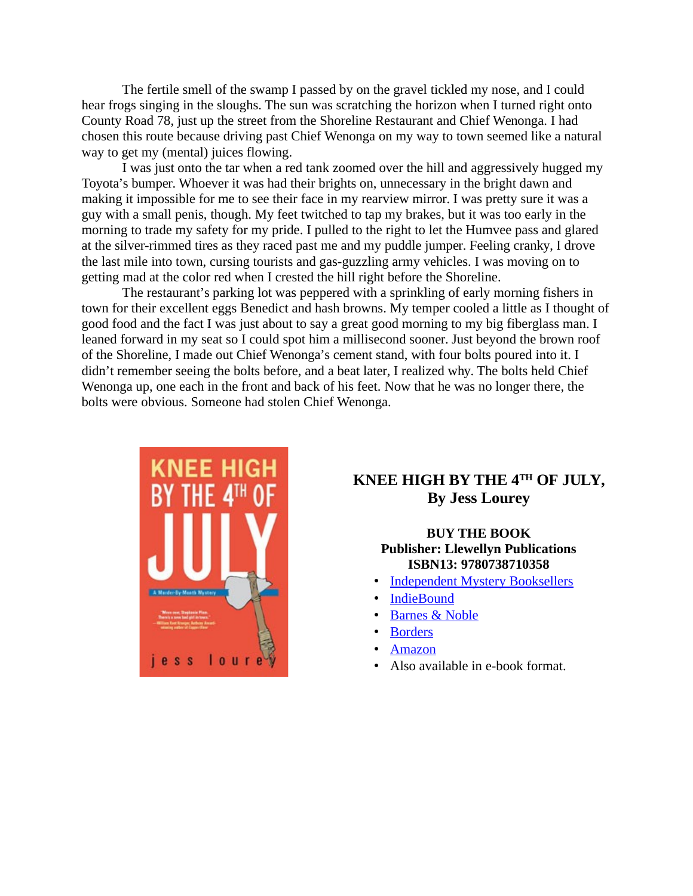The fertile smell of the swamp I passed by on the gravel tickled my nose, and I could hear frogs singing in the sloughs. The sun was scratching the horizon when I turned right onto County Road 78, just up the street from the Shoreline Restaurant and Chief Wenonga. I had chosen this route because driving past Chief Wenonga on my way to town seemed like a natural way to get my (mental) juices flowing.

I was just onto the tar when a red tank zoomed over the hill and aggressively hugged my Toyota's bumper. Whoever it was had their brights on, unnecessary in the bright dawn and making it impossible for me to see their face in my rearview mirror. I was pretty sure it was a guy with a small penis, though. My feet twitched to tap my brakes, but it was too early in the morning to trade my safety for my pride. I pulled to the right to let the Humvee pass and glared at the silver-rimmed tires as they raced past me and my puddle jumper. Feeling cranky, I drove the last mile into town, cursing tourists and gas-guzzling army vehicles. I was moving on to getting mad at the color red when I crested the hill right before the Shoreline.

The restaurant's parking lot was peppered with a sprinkling of early morning fishers in town for their excellent eggs Benedict and hash browns. My temper cooled a little as I thought of good food and the fact I was just about to say a great good morning to my big fiberglass man. I leaned forward in my seat so I could spot him a millisecond sooner. Just beyond the brown roof of the Shoreline, I made out Chief Wenonga's cement stand, with four bolts poured into it. I didn't remember seeing the bolts before, and a beat later, I realized why. The bolts held Chief Wenonga up, one each in the front and back of his feet. Now that he was no longer there, the bolts were obvious. Someone had stolen Chief Wenonga.

### KNEE HIGH BY THE 4TH OF JULY, By Jess Lourey

**BUY THE BOOK**
**Publisher: Llewellyn Publications**
**ISBN13: 9780738710358**

- Independent Mystery Booksellers
- IndieBound
- Barnes & Noble
- Borders
- Amazon
- Also available in e-book format.